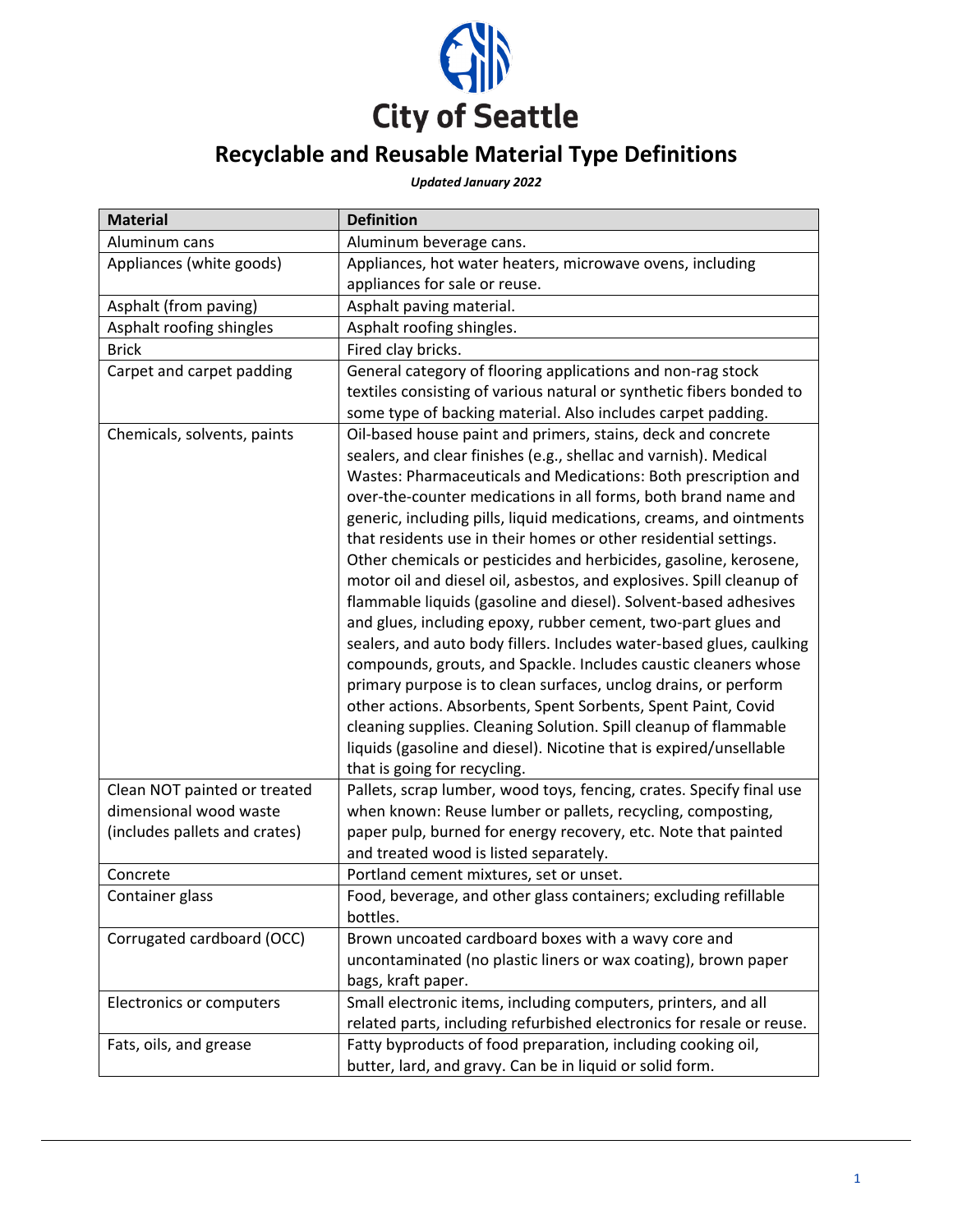# City of Seattle

## Recyclable and Reusable Material Type Definitions

***Updated January 2022***

| Material | Definition |
|---|---|
| Aluminum cans | Aluminum beverage cans. |
| Appliances (white goods) | Appliances, hot water heaters, microwave ovens, including appliances for sale or reuse. |
| Asphalt (from paving) | Asphalt paving material. |
| Asphalt roofing shingles | Asphalt roofing shingles. |
| Brick | Fired clay bricks. |
| Carpet and carpet padding | General category of flooring applications and non-rag stock textiles consisting of various natural or synthetic fibers bonded to some type of backing material. Also includes carpet padding. |
| Chemicals, solvents, paints | Oil-based house paint and primers, stains, deck and concrete sealers, and clear finishes (e.g., shellac and varnish). Medical Wastes: Pharmaceuticals and Medications: Both prescription and over-the-counter medications in all forms, both brand name and generic, including pills, liquid medications, creams, and ointments that residents use in their homes or other residential settings. Other chemicals or pesticides and herbicides, gasoline, kerosene, motor oil and diesel oil, asbestos, and explosives. Spill cleanup of flammable liquids (gasoline and diesel). Solvent-based adhesives and glues, including epoxy, rubber cement, two-part glues and sealers, and auto body fillers. Includes water-based glues, caulking compounds, grouts, and Spackle. Includes caustic cleaners whose primary purpose is to clean surfaces, unclog drains, or perform other actions. Absorbents, Spent Sorbents, Spent Paint, Covid cleaning supplies. Cleaning Solution. Spill cleanup of flammable liquids (gasoline and diesel). Nicotine that is expired/unsellable that is going for recycling. |
| Clean NOT painted or treated dimensional wood waste (includes pallets and crates) | Pallets, scrap lumber, wood toys, fencing, crates. Specify final use when known: Reuse lumber or pallets, recycling, composting, paper pulp, burned for energy recovery, etc. Note that painted and treated wood is listed separately. |
| Concrete | Portland cement mixtures, set or unset. |
| Container glass | Food, beverage, and other glass containers; excluding refillable bottles. |
| Corrugated cardboard (OCC) | Brown uncoated cardboard boxes with a wavy core and uncontaminated (no plastic liners or wax coating), brown paper bags, kraft paper. |
| Electronics or computers | Small electronic items, including computers, printers, and all related parts, including refurbished electronics for resale or reuse. |
| Fats, oils, and grease | Fatty byproducts of food preparation, including cooking oil, butter, lard, and gravy. Can be in liquid or solid form. |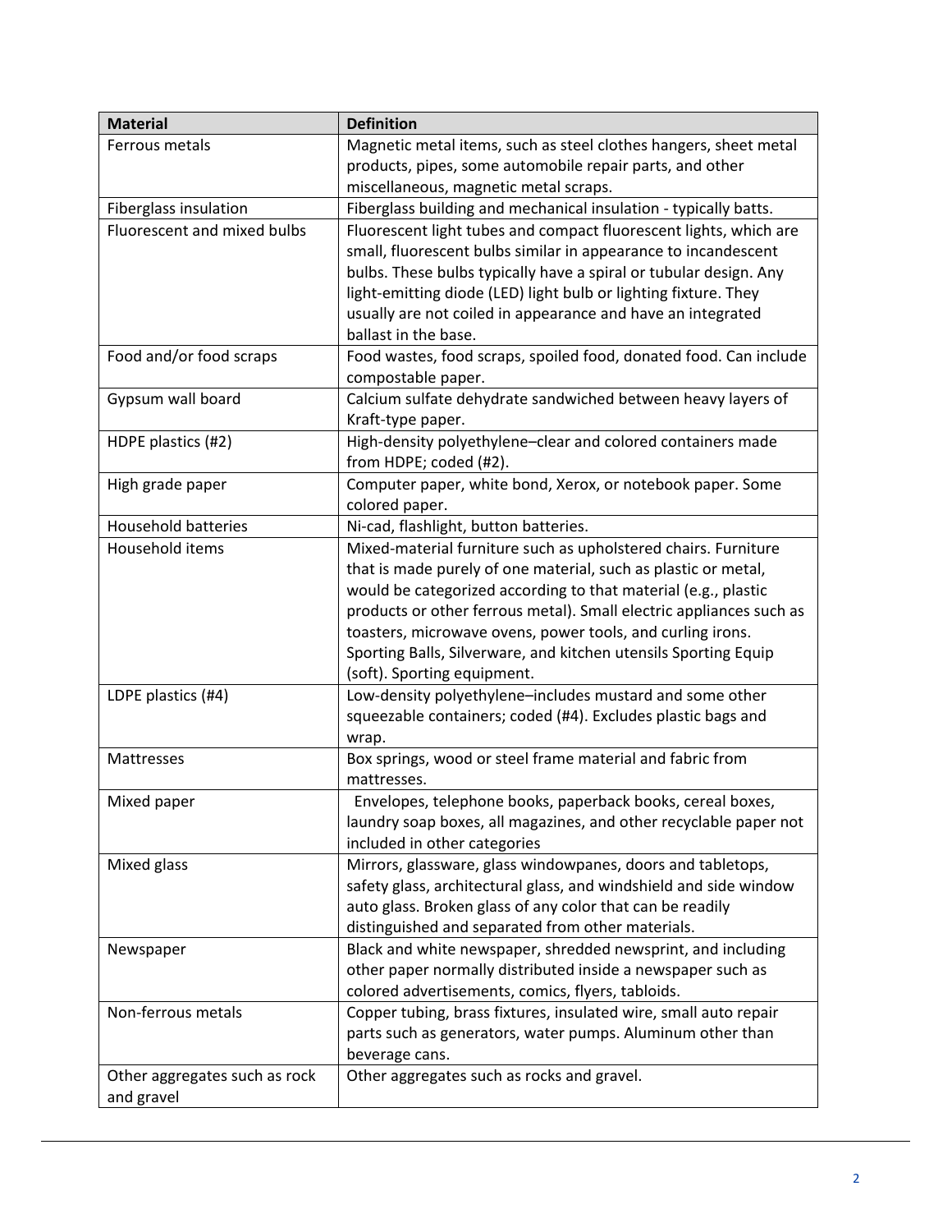| Material | Definition |
| --- | --- |
| Ferrous metals | Magnetic metal items, such as steel clothes hangers, sheet metal products, pipes, some automobile repair parts, and other miscellaneous, magnetic metal scraps. |
| Fiberglass insulation | Fiberglass building and mechanical insulation - typically batts. |
| Fluorescent and mixed bulbs | Fluorescent light tubes and compact fluorescent lights, which are small, fluorescent bulbs similar in appearance to incandescent bulbs. These bulbs typically have a spiral or tubular design. Any light-emitting diode (LED) light bulb or lighting fixture. They usually are not coiled in appearance and have an integrated ballast in the base. |
| Food and/or food scraps | Food wastes, food scraps, spoiled food, donated food. Can include compostable paper. |
| Gypsum wall board | Calcium sulfate dehydrate sandwiched between heavy layers of Kraft-type paper. |
| HDPE plastics (#2) | High-density polyethylene–clear and colored containers made from HDPE; coded (#2). |
| High grade paper | Computer paper, white bond, Xerox, or notebook paper. Some colored paper. |
| Household batteries | Ni-cad, flashlight, button batteries. |
| Household items | Mixed-material furniture such as upholstered chairs. Furniture that is made purely of one material, such as plastic or metal, would be categorized according to that material (e.g., plastic products or other ferrous metal). Small electric appliances such as toasters, microwave ovens, power tools, and curling irons. Sporting Balls, Silverware, and kitchen utensils Sporting Equip (soft). Sporting equipment. |
| LDPE plastics (#4) | Low-density polyethylene–includes mustard and some other squeezable containers; coded (#4). Excludes plastic bags and wrap. |
| Mattresses | Box springs, wood or steel frame material and fabric from mattresses. |
| Mixed paper | Envelopes, telephone books, paperback books, cereal boxes, laundry soap boxes, all magazines, and other recyclable paper not included in other categories |
| Mixed glass | Mirrors, glassware, glass windowpanes, doors and tabletops, safety glass, architectural glass, and windshield and side window auto glass. Broken glass of any color that can be readily distinguished and separated from other materials. |
| Newspaper | Black and white newspaper, shredded newsprint, and including other paper normally distributed inside a newspaper such as colored advertisements, comics, flyers, tabloids. |
| Non-ferrous metals | Copper tubing, brass fixtures, insulated wire, small auto repair parts such as generators, water pumps. Aluminum other than beverage cans. |
| Other aggregates such as rock and gravel | Other aggregates such as rocks and gravel. |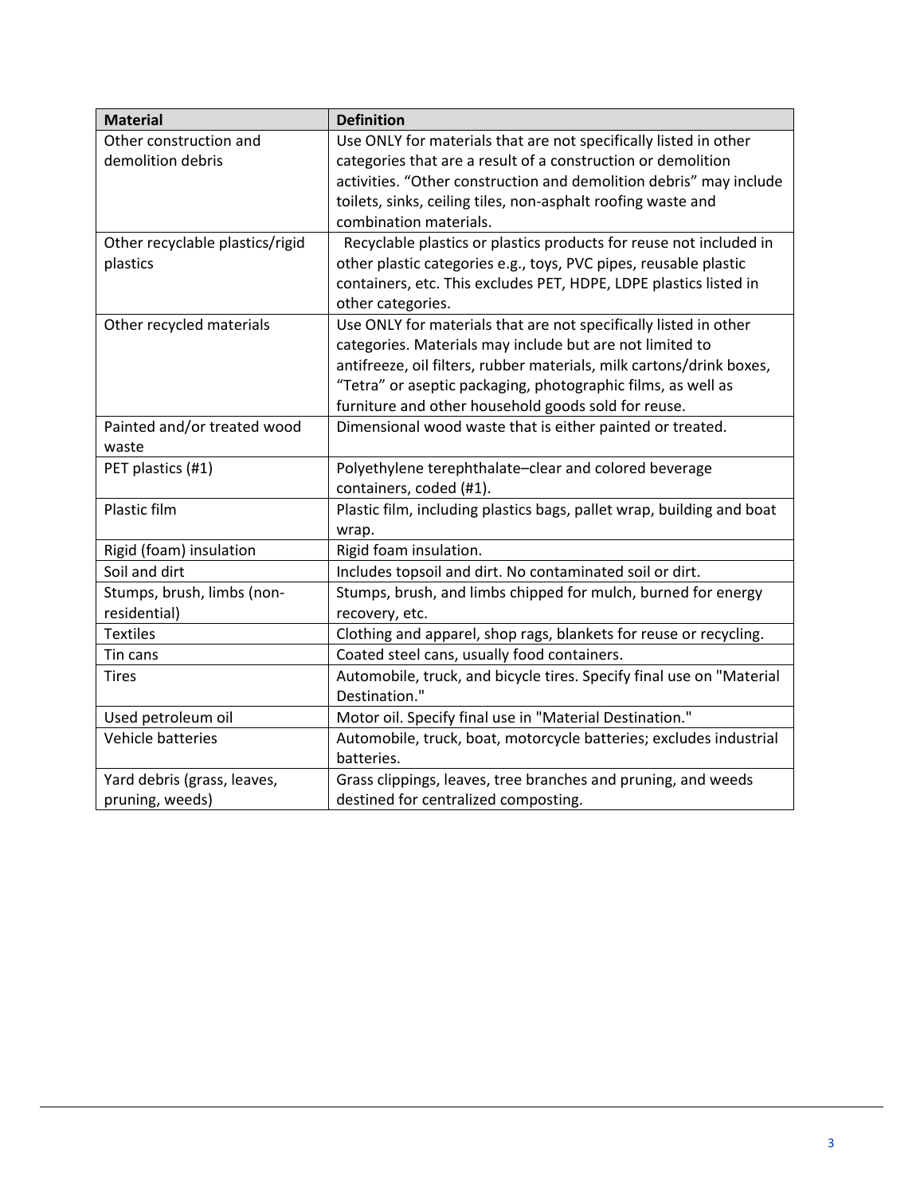| Material | Definition |
| --- | --- |
| Other construction and demolition debris | Use ONLY for materials that are not specifically listed in other categories that are a result of a construction or demolition activities. "Other construction and demolition debris" may include toilets, sinks, ceiling tiles, non-asphalt roofing waste and combination materials. |
| Other recyclable plastics/rigid plastics | Recyclable plastics or plastics products for reuse not included in other plastic categories e.g., toys, PVC pipes, reusable plastic containers, etc. This excludes PET, HDPE, LDPE plastics listed in other categories. |
| Other recycled materials | Use ONLY for materials that are not specifically listed in other categories. Materials may include but are not limited to antifreeze, oil filters, rubber materials, milk cartons/drink boxes, "Tetra" or aseptic packaging, photographic films, as well as furniture and other household goods sold for reuse. |
| Painted and/or treated wood waste | Dimensional wood waste that is either painted or treated. |
| PET plastics (#1) | Polyethylene terephthalate–clear and colored beverage containers, coded (#1). |
| Plastic film | Plastic film, including plastics bags, pallet wrap, building and boat wrap. |
| Rigid (foam) insulation | Rigid foam insulation. |
| Soil and dirt | Includes topsoil and dirt. No contaminated soil or dirt. |
| Stumps, brush, limbs (non-residential) | Stumps, brush, and limbs chipped for mulch, burned for energy recovery, etc. |
| Textiles | Clothing and apparel, shop rags, blankets for reuse or recycling. |
| Tin cans | Coated steel cans, usually food containers. |
| Tires | Automobile, truck, and bicycle tires. Specify final use on "Material Destination." |
| Used petroleum oil | Motor oil. Specify final use in "Material Destination." |
| Vehicle batteries | Automobile, truck, boat, motorcycle batteries; excludes industrial batteries. |
| Yard debris (grass, leaves, pruning, weeds) | Grass clippings, leaves, tree branches and pruning, and weeds destined for centralized composting. |